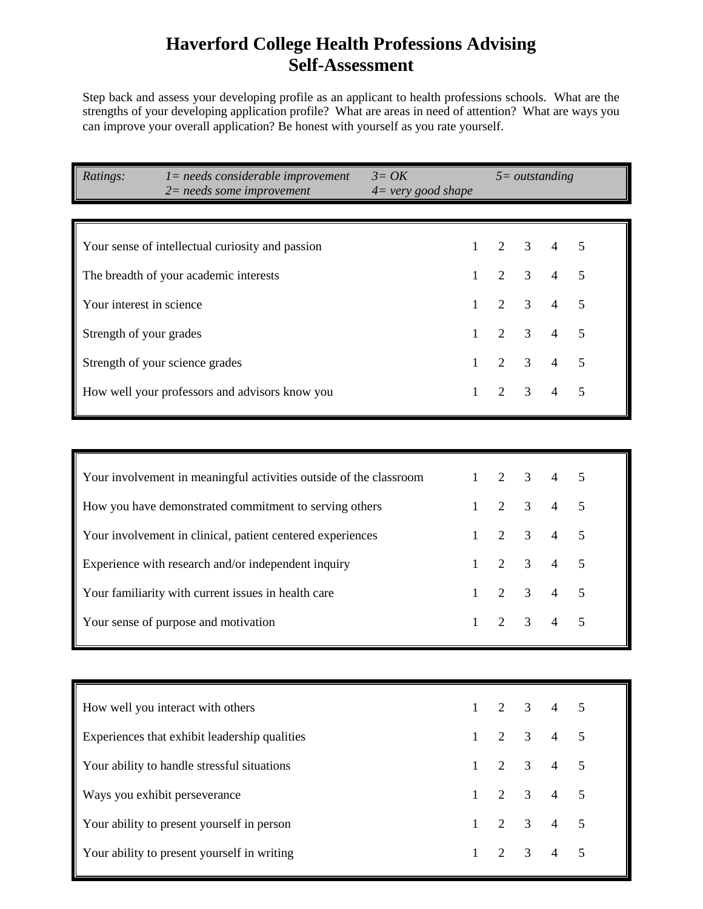# Haverford College Health Professions Advising
# Self-Assessment

Step back and assess your developing profile as an applicant to health professions schools. What are the strengths of your developing application profile? What are areas in need of attention? What are ways you can improve your overall application? Be honest with yourself as you rate yourself.

| *Ratings:* | *1= needs considerable improvement* | *3= OK* | *5= outstanding* |
|---|---|---|---|
| | *2= needs some improvement* | *4= very good shape* | |

| | | | | | |
|---|---|---|---|---|---|
| Your sense of intellectual curiosity and passion | 1 | 2 | 3 | 4 | 5 |
| The breadth of your academic interests | 1 | 2 | 3 | 4 | 5 |
| Your interest in science | 1 | 2 | 3 | 4 | 5 |
| Strength of your grades | 1 | 2 | 3 | 4 | 5 |
| Strength of your science grades | 1 | 2 | 3 | 4 | 5 |
| How well your professors and advisors know you | 1 | 2 | 3 | 4 | 5 |

| | | | | | |
|---|---|---|---|---|---|
| Your involvement in meaningful activities outside of the classroom | 1 | 2 | 3 | 4 | 5 |
| How you have demonstrated commitment to serving others | 1 | 2 | 3 | 4 | 5 |
| Your involvement in clinical, patient centered experiences | 1 | 2 | 3 | 4 | 5 |
| Experience with research and/or independent inquiry | 1 | 2 | 3 | 4 | 5 |
| Your familiarity with current issues in health care | 1 | 2 | 3 | 4 | 5 |
| Your sense of purpose and motivation | 1 | 2 | 3 | 4 | 5 |

| | | | | | |
|---|---|---|---|---|---|
| How well you interact with others | 1 | 2 | 3 | 4 | 5 |
| Experiences that exhibit leadership qualities | 1 | 2 | 3 | 4 | 5 |
| Your ability to handle stressful situations | 1 | 2 | 3 | 4 | 5 |
| Ways you exhibit perseverance | 1 | 2 | 3 | 4 | 5 |
| Your ability to present yourself in person | 1 | 2 | 3 | 4 | 5 |
| Your ability to present yourself in writing | 1 | 2 | 3 | 4 | 5 |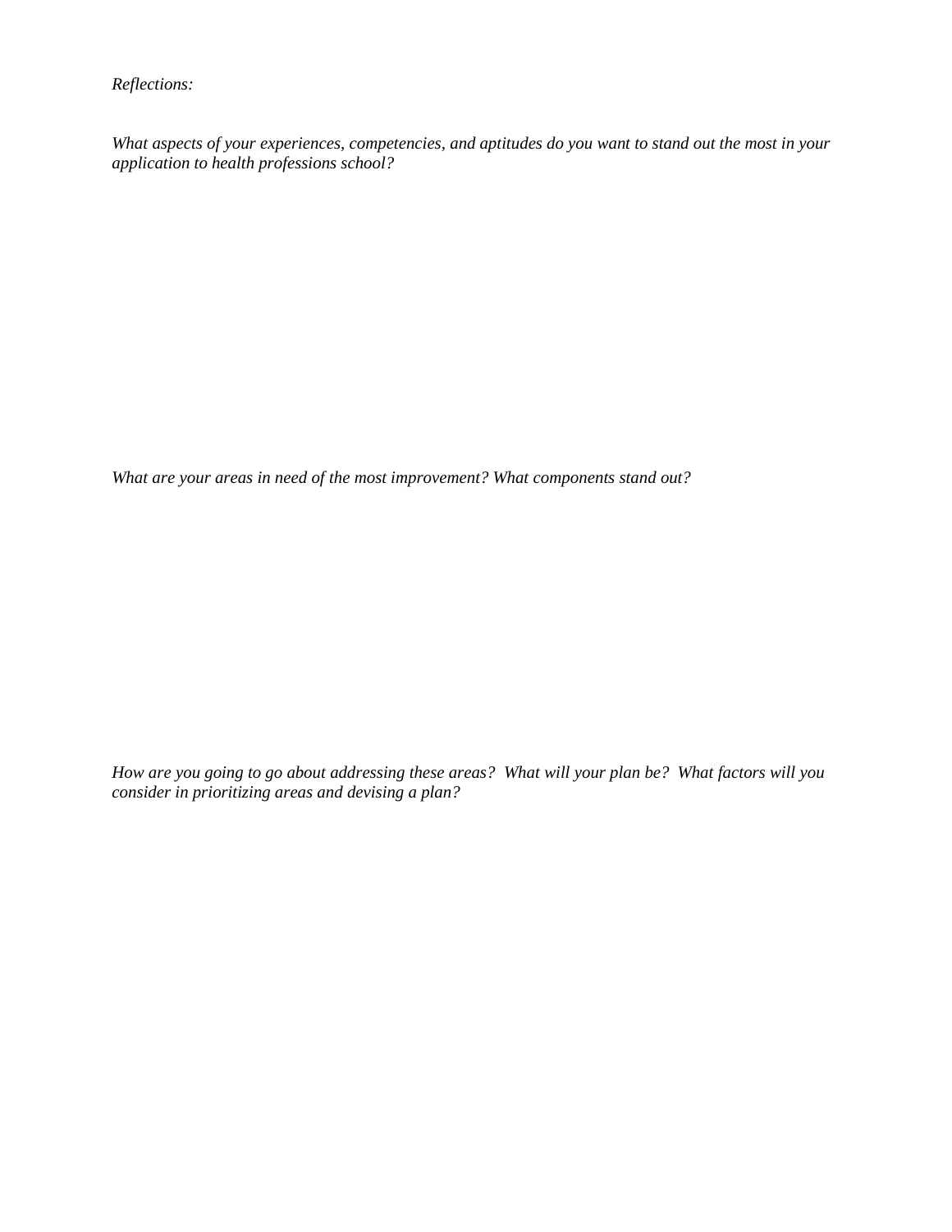*Reflections:*

*What aspects of your experiences, competencies, and aptitudes do you want to stand out the most in your application to health professions school?*

*What are your areas in need of the most improvement? What components stand out?*

*How are you going to go about addressing these areas? What will your plan be? What factors will you consider in prioritizing areas and devising a plan?*